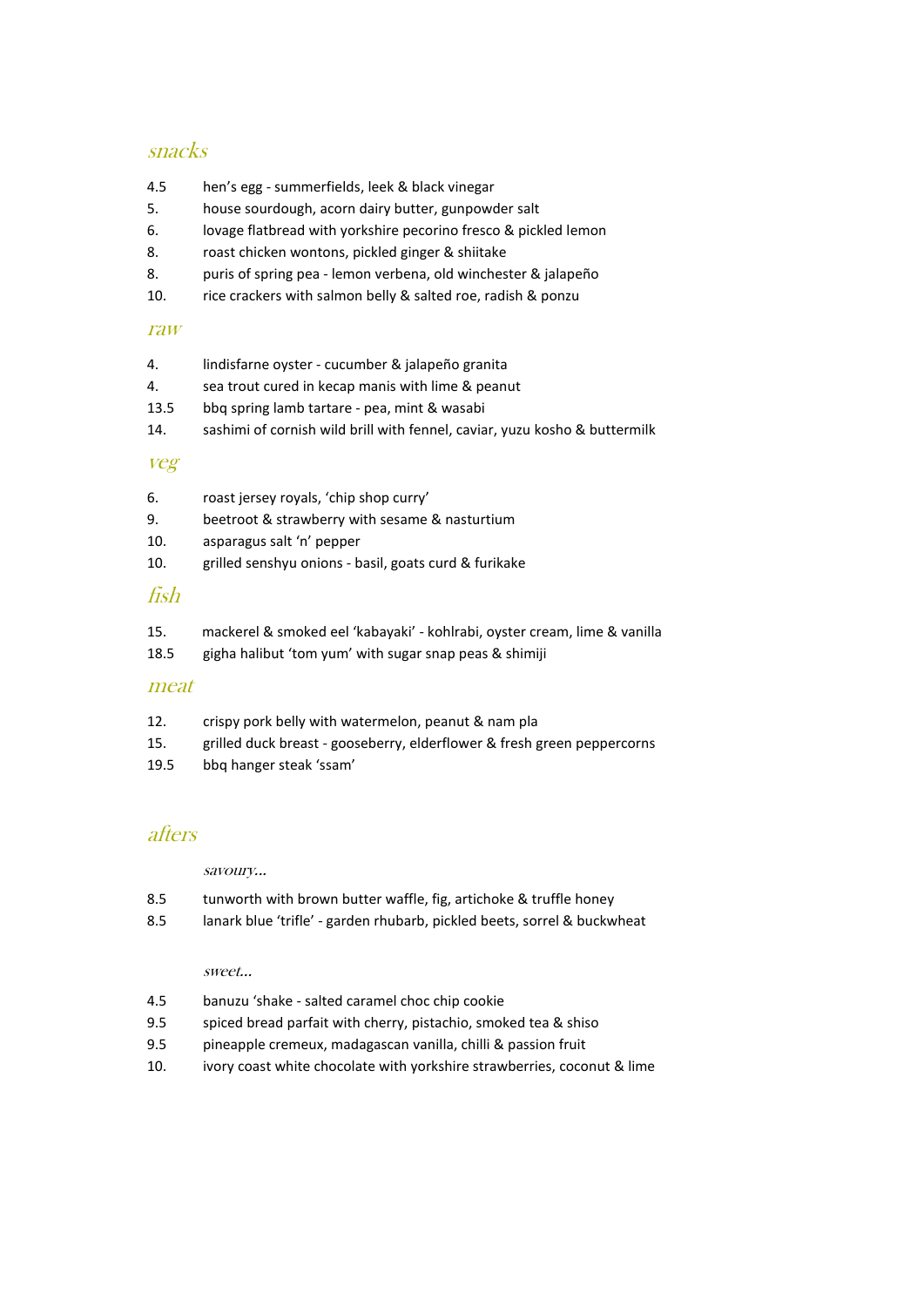## snacks

4.5 hen's egg - summerfields, leek & black vinegar
5. house sourdough, acorn dairy butter, gunpowder salt
6. lovage flatbread with yorkshire pecorino fresco & pickled lemon
8. roast chicken wontons, pickled ginger & shiitake
8. puris of spring pea - lemon verbena, old winchester & jalapeño
10. rice crackers with salmon belly & salted roe, radish & ponzu

## raw

4. lindisfarne oyster - cucumber & jalapeño granita
4. sea trout cured in kecap manis with lime & peanut
13.5 bbq spring lamb tartare - pea, mint & wasabi
14. sashimi of cornish wild brill with fennel, caviar, yuzu kosho & buttermilk

## veg

6. roast jersey royals, 'chip shop curry'
9. beetroot & strawberry with sesame & nasturtium
10. asparagus salt 'n' pepper
10. grilled senshyu onions - basil, goats curd & furikake

## fish

15. mackerel & smoked eel 'kabayaki' - kohlrabi, oyster cream, lime & vanilla
18.5 gigha halibut 'tom yum' with sugar snap peas & shimiji

## meat

12. crispy pork belly with watermelon, peanut & nam pla
15. grilled duck breast - gooseberry, elderflower & fresh green peppercorns
19.5 bbq hanger steak 'ssam'

## afters

*savoury...*

8.5 tunworth with brown butter waffle, fig, artichoke & truffle honey
8.5 lanark blue 'trifle' - garden rhubarb, pickled beets, sorrel & buckwheat

*sweet...*

4.5 banuzu 'shake - salted caramel choc chip cookie
9.5 spiced bread parfait with cherry, pistachio, smoked tea & shiso
9.5 pineapple cremeux, madagascan vanilla, chilli & passion fruit
10. ivory coast white chocolate with yorkshire strawberries, coconut & lime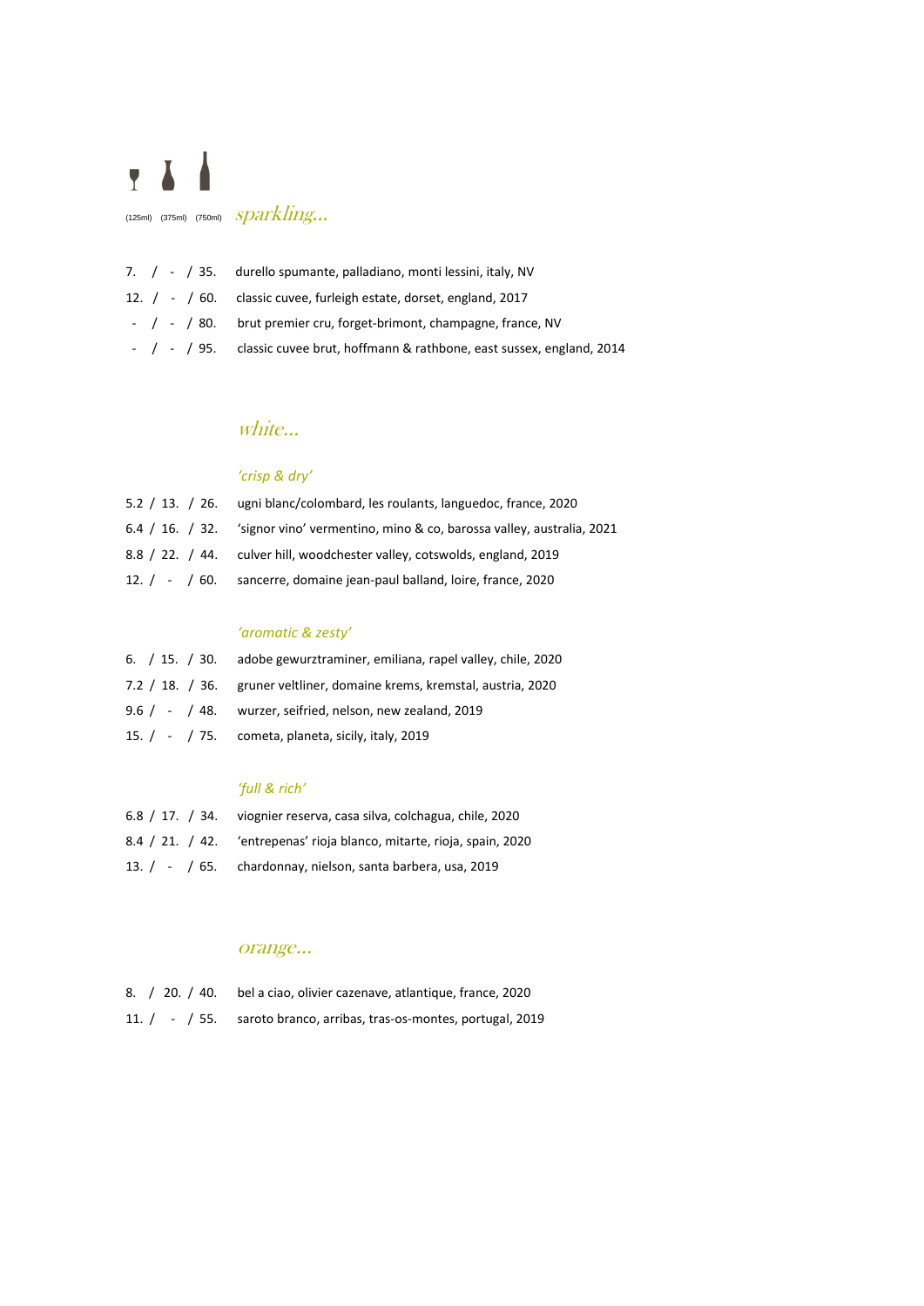(125ml) (375ml) (750ml) *sparkling...*

7. / - / 35. durello spumante, palladiano, monti lessini, italy, NV

12. / - / 60. classic cuvee, furleigh estate, dorset, england, 2017

- / - / 80. brut premier cru, forget-brimont, champagne, france, NV

- / - / 95. classic cuvee brut, hoffmann & rathbone, east sussex, england, 2014

## *white...*

### *'crisp & dry'*

5.2 / 13. / 26. ugni blanc/colombard, les roulants, languedoc, france, 2020

6.4 / 16. / 32. 'signor vino' vermentino, mino & co, barossa valley, australia, 2021

8.8 / 22. / 44. culver hill, woodchester valley, cotswolds, england, 2019

12. / - / 60. sancerre, domaine jean-paul balland, loire, france, 2020

### *'aromatic & zesty'*

6. / 15. / 30. adobe gewurztraminer, emiliana, rapel valley, chile, 2020

7.2 / 18. / 36. gruner veltliner, domaine krems, kremstal, austria, 2020

9.6 / - / 48. wurzer, seifried, nelson, new zealand, 2019

15. / - / 75. cometa, planeta, sicily, italy, 2019

### *'full & rich'*

6.8 / 17. / 34. viognier reserva, casa silva, colchagua, chile, 2020

8.4 / 21. / 42. 'entrepenas' rioja blanco, mitarte, rioja, spain, 2020

13. / - / 65. chardonnay, nielson, santa barbera, usa, 2019

## *orange...*

8. / 20. / 40. bel a ciao, olivier cazenave, atlantique, france, 2020

11. / - / 55. saroto branco, arribas, tras-os-montes, portugal, 2019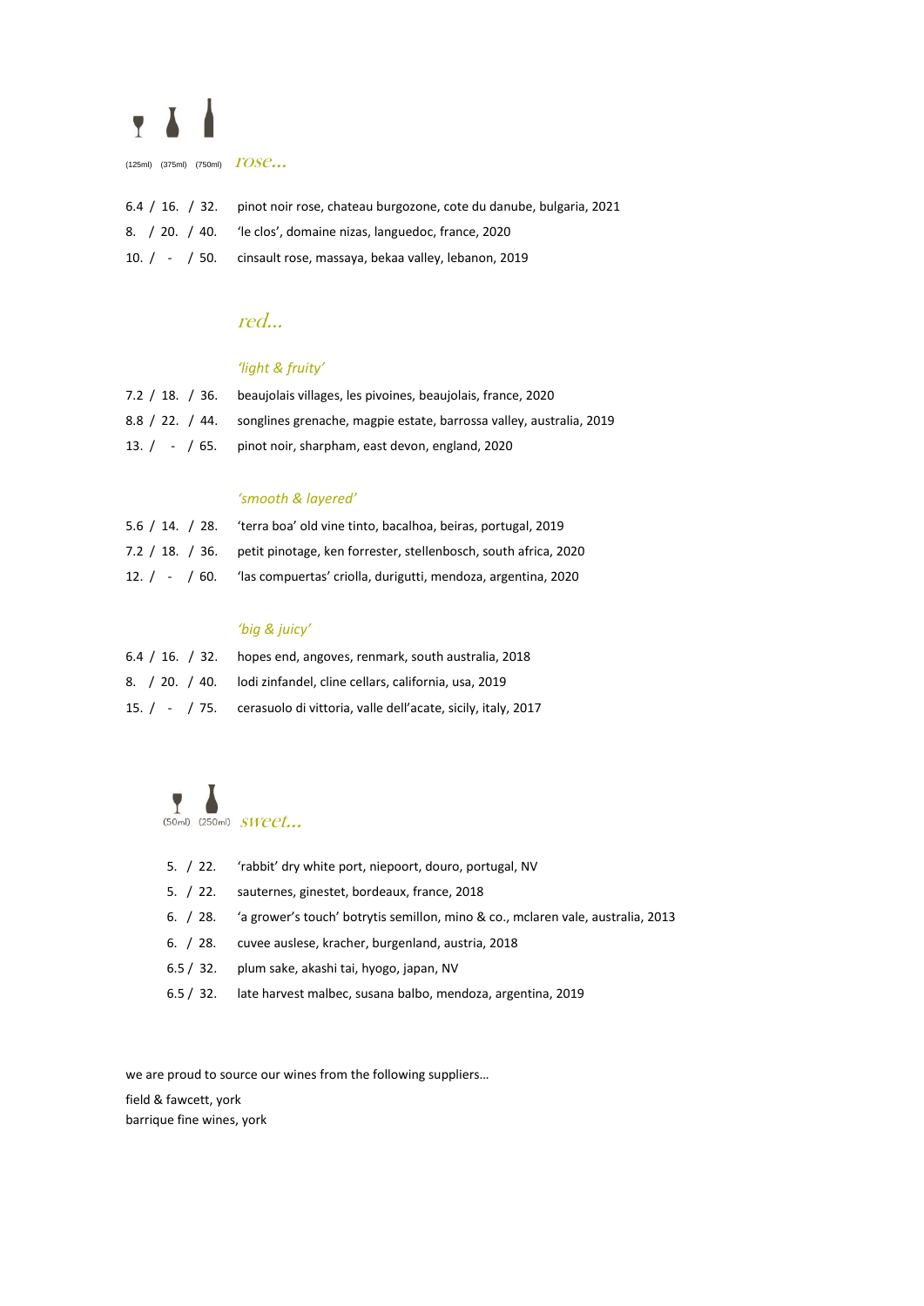(125ml) (375ml) (750ml) *rose...*

6.4 / 16. / 32. pinot noir rose, chateau burgozone, cote du danube, bulgaria, 2021

8. / 20. / 40. 'le clos', domaine nizas, languedoc, france, 2020

10. / - / 50. cinsault rose, massaya, bekaa valley, lebanon, 2019

## *red...*

### *'light & fruity'*

7.2 / 18. / 36. beaujolais villages, les pivoines, beaujolais, france, 2020

8.8 / 22. / 44. songlines grenache, magpie estate, barrossa valley, australia, 2019

13. / - / 65. pinot noir, sharpham, east devon, england, 2020

### *'smooth & layered'*

5.6 / 14. / 28. 'terra boa' old vine tinto, bacalhoa, beiras, portugal, 2019

7.2 / 18. / 36. petit pinotage, ken forrester, stellenbosch, south africa, 2020

12. / - / 60. 'las compuertas' criolla, durigutti, mendoza, argentina, 2020

### *'big & juicy'*

6.4 / 16. / 32. hopes end, angoves, renmark, south australia, 2018

8. / 20. / 40. lodi zinfandel, cline cellars, california, usa, 2019

15. / - / 75. cerasuolo di vittoria, valle dell'acate, sicily, italy, 2017

(50ml) (250ml) *sweet...*

5. / 22. 'rabbit' dry white port, niepoort, douro, portugal, NV

5. / 22. sauternes, ginestet, bordeaux, france, 2018

6. / 28. 'a grower's touch' botrytis semillon, mino & co., mclaren vale, australia, 2013

6. / 28. cuvee auslese, kracher, burgenland, austria, 2018

6.5 / 32. plum sake, akashi tai, hyogo, japan, NV

6.5 / 32. late harvest malbec, susana balbo, mendoza, argentina, 2019

we are proud to source our wines from the following suppliers…

field & fawcett, york
barrique fine wines, york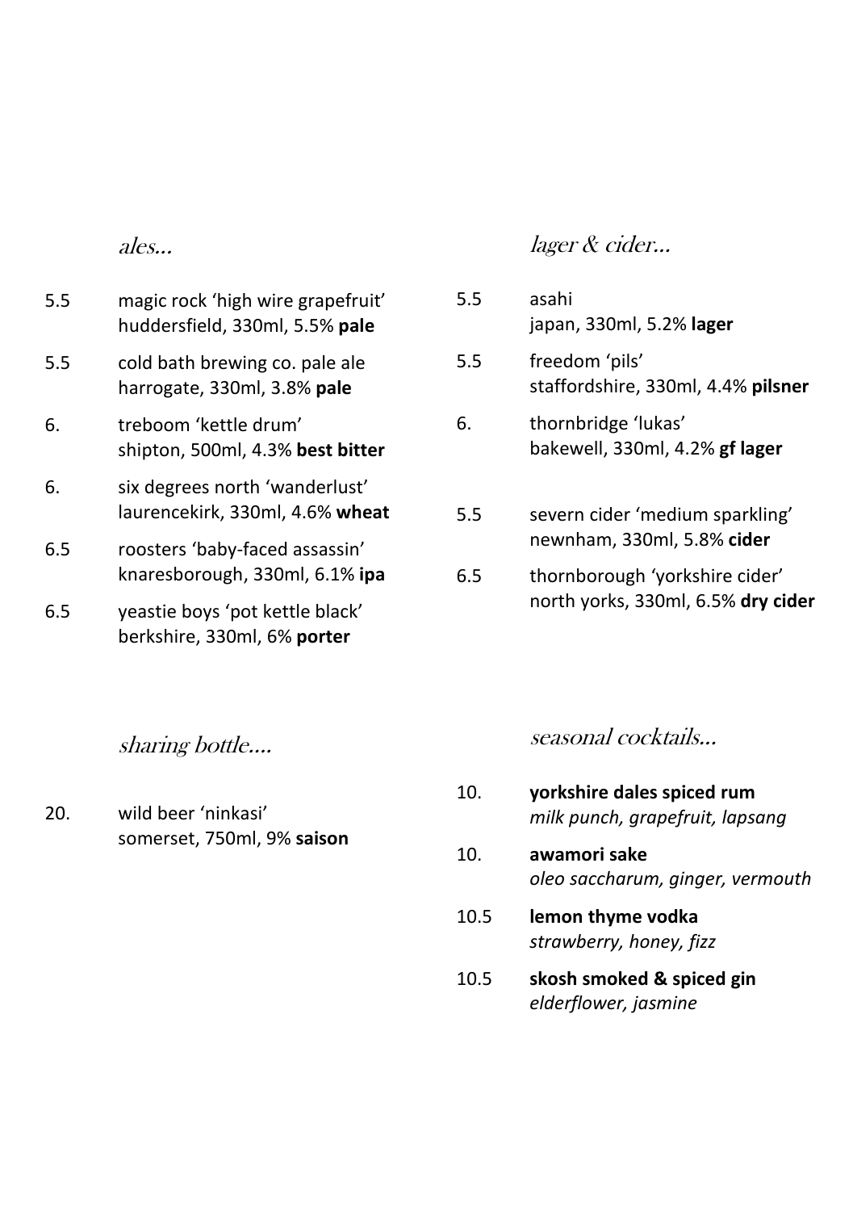## *ales...*

- 5.5 magic rock 'high wire grapefruit'
  huddersfield, 330ml, 5.5% **pale**
- 5.5 cold bath brewing co. pale ale
  harrogate, 330ml, 3.8% **pale**
- 6. treboom 'kettle drum'
  shipton, 500ml, 4.3% **best bitter**
- 6. six degrees north 'wanderlust'
  laurencekirk, 330ml, 4.6% **wheat**
- 6.5 roosters 'baby-faced assassin'
  knaresborough, 330ml, 6.1% **ipa**
- 6.5 yeastie boys 'pot kettle black'
  berkshire, 330ml, 6% **porter**

## *lager & cider...*

- 5.5 asahi
  japan, 330ml, 5.2% **lager**
- 5.5 freedom 'pils'
  staffordshire, 330ml, 4.4% **pilsner**
- 6. thornbridge 'lukas'
  bakewell, 330ml, 4.2% **gf lager**
- 5.5 severn cider 'medium sparkling'
  newnham, 330ml, 5.8% **cider**
- 6.5 thornborough 'yorkshire cider'
  north yorks, 330ml, 6.5% **dry cider**

## *sharing bottle....*

- 20. wild beer 'ninkasi'
  somerset, 750ml, 9% **saison**

## *seasonal cocktails...*

- 10. **yorkshire dales spiced rum**
  *milk punch, grapefruit, lapsang*
- 10. **awamori sake**
  *oleo saccharum, ginger, vermouth*
- 10.5 **lemon thyme vodka**
  *strawberry, honey, fizz*
- 10.5 **skosh smoked & spiced gin**
  *elderflower, jasmine*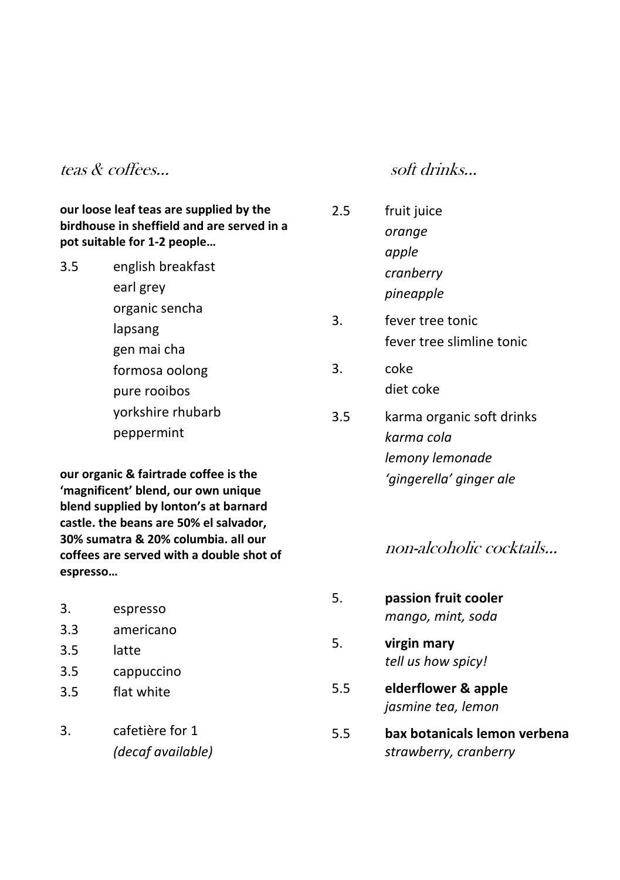## *teas & coffees…*

**our loose leaf teas are supplied by the birdhouse in sheffield and are served in a pot suitable for 1-2 people…**

3.5 english breakfast
earl grey
organic sencha
lapsang
gen mai cha
formosa oolong
pure rooibos
yorkshire rhubarb
peppermint

**our organic & fairtrade coffee is the 'magnificent' blend, our own unique blend supplied by lonton's at barnard castle. the beans are 50% el salvador, 30% sumatra & 20% columbia. all our coffees are served with a double shot of espresso…**

3. espresso
3.3 americano
3.5 latte
3.5 cappuccino
3.5 flat white

3. cafetière for 1
*(decaf available)*

## *soft drinks…*

2.5 fruit juice
*orange*
*apple*
*cranberry*
*pineapple*

3. fever tree tonic
fever tree slimline tonic

3. coke
diet coke

3.5 karma organic soft drinks
*karma cola*
*lemony lemonade*
*'gingerella' ginger ale*

## *non-alcoholic cocktails…*

5. **passion fruit cooler**
*mango, mint, soda*

5. **virgin mary**
*tell us how spicy!*

5.5 **elderflower & apple**
*jasmine tea, lemon*

5.5 **bax botanicals lemon verbena**
*strawberry, cranberry*